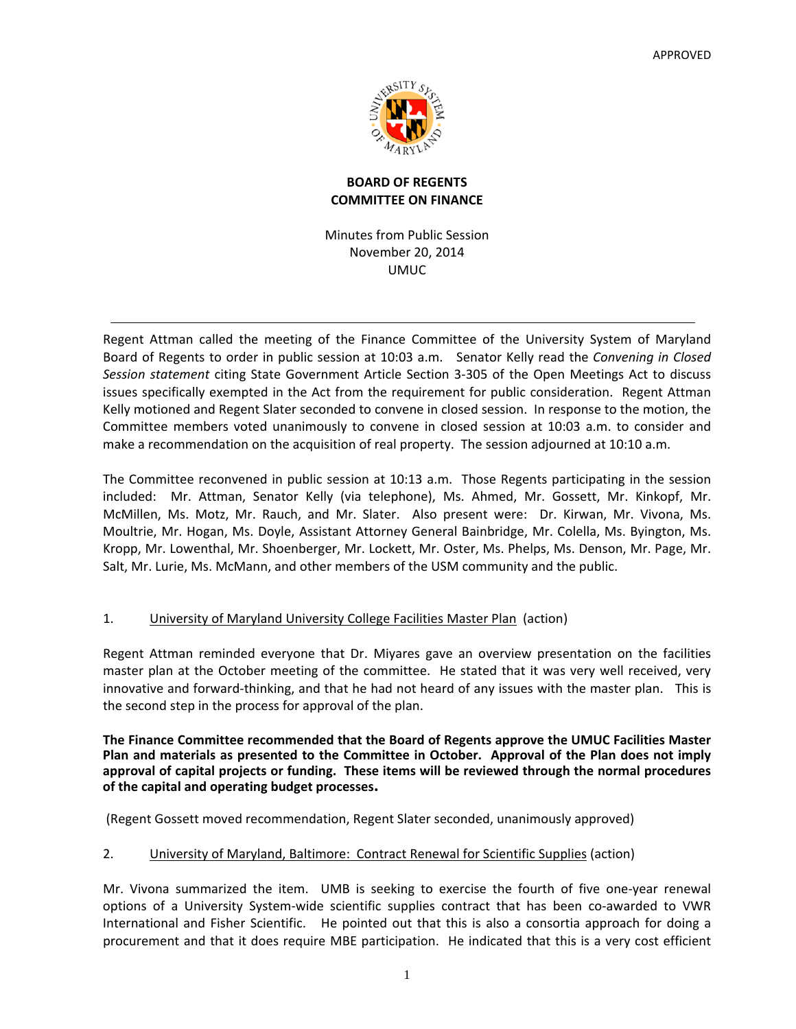APPROVED

**BOARD OF REGENTS**
**COMMITTEE ON FINANCE**

Minutes from Public Session
November 20, 2014
UMUC

---

Regent Attman called the meeting of the Finance Committee of the University System of Maryland Board of Regents to order in public session at 10:03 a.m. Senator Kelly read the *Convening in Closed Session statement* citing State Government Article Section 3-305 of the Open Meetings Act to discuss issues specifically exempted in the Act from the requirement for public consideration. Regent Attman Kelly motioned and Regent Slater seconded to convene in closed session. In response to the motion, the Committee members voted unanimously to convene in closed session at 10:03 a.m. to consider and make a recommendation on the acquisition of real property. The session adjourned at 10:10 a.m.

The Committee reconvened in public session at 10:13 a.m. Those Regents participating in the session included: Mr. Attman, Senator Kelly (via telephone), Ms. Ahmed, Mr. Gossett, Mr. Kinkopf, Mr. McMillen, Ms. Motz, Mr. Rauch, and Mr. Slater. Also present were: Dr. Kirwan, Mr. Vivona, Ms. Moultrie, Mr. Hogan, Ms. Doyle, Assistant Attorney General Bainbridge, Mr. Colella, Ms. Byington, Ms. Kropp, Mr. Lowenthal, Mr. Shoenberger, Mr. Lockett, Mr. Oster, Ms. Phelps, Ms. Denson, Mr. Page, Mr. Salt, Mr. Lurie, Ms. McMann, and other members of the USM community and the public.

1. University of Maryland University College Facilities Master Plan (action)

Regent Attman reminded everyone that Dr. Miyares gave an overview presentation on the facilities master plan at the October meeting of the committee. He stated that it was very well received, very innovative and forward-thinking, and that he had not heard of any issues with the master plan. This is the second step in the process for approval of the plan.

**The Finance Committee recommended that the Board of Regents approve the UMUC Facilities Master Plan and materials as presented to the Committee in October. Approval of the Plan does not imply approval of capital projects or funding. These items will be reviewed through the normal procedures of the capital and operating budget processes.**

(Regent Gossett moved recommendation, Regent Slater seconded, unanimously approved)

2. University of Maryland, Baltimore: Contract Renewal for Scientific Supplies (action)

Mr. Vivona summarized the item. UMB is seeking to exercise the fourth of five one-year renewal options of a University System-wide scientific supplies contract that has been co-awarded to VWR International and Fisher Scientific. He pointed out that this is also a consortia approach for doing a procurement and that it does require MBE participation. He indicated that this is a very cost efficient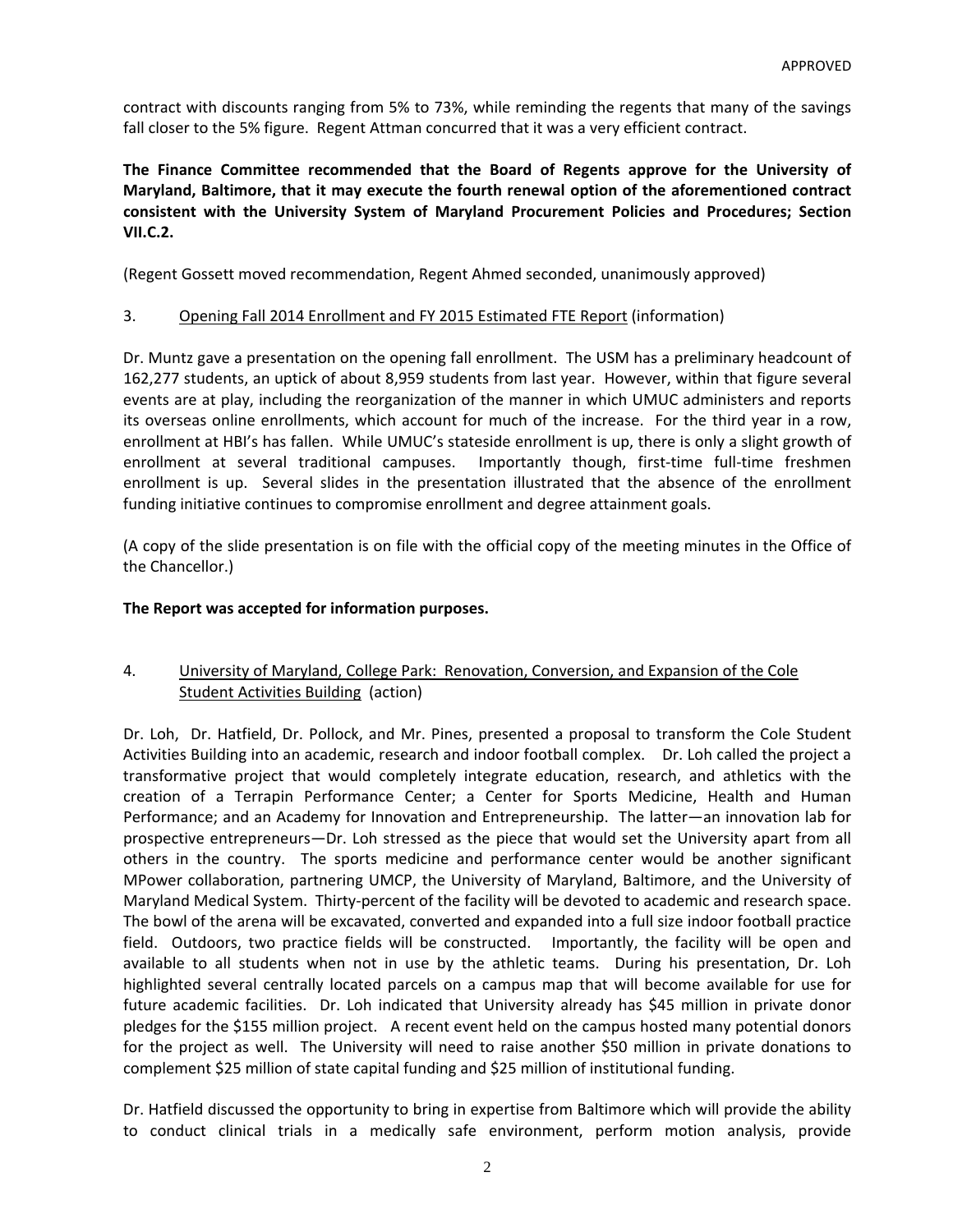contract with discounts ranging from 5% to 73%, while reminding the regents that many of the savings fall closer to the 5% figure. Regent Attman concurred that it was a very efficient contract.

**The Finance Committee recommended that the Board of Regents approve for the University of Maryland, Baltimore, that it may execute the fourth renewal option of the aforementioned contract consistent with the University System of Maryland Procurement Policies and Procedures; Section VII.C.2.**

(Regent Gossett moved recommendation, Regent Ahmed seconded, unanimously approved)

3. Opening Fall 2014 Enrollment and FY 2015 Estimated FTE Report (information)

Dr. Muntz gave a presentation on the opening fall enrollment. The USM has a preliminary headcount of 162,277 students, an uptick of about 8,959 students from last year. However, within that figure several events are at play, including the reorganization of the manner in which UMUC administers and reports its overseas online enrollments, which account for much of the increase. For the third year in a row, enrollment at HBI's has fallen. While UMUC's stateside enrollment is up, there is only a slight growth of enrollment at several traditional campuses. Importantly though, first-time full-time freshmen enrollment is up. Several slides in the presentation illustrated that the absence of the enrollment funding initiative continues to compromise enrollment and degree attainment goals.

(A copy of the slide presentation is on file with the official copy of the meeting minutes in the Office of the Chancellor.)

**The Report was accepted for information purposes.**

4. University of Maryland, College Park: Renovation, Conversion, and Expansion of the Cole Student Activities Building (action)

Dr. Loh, Dr. Hatfield, Dr. Pollock, and Mr. Pines, presented a proposal to transform the Cole Student Activities Building into an academic, research and indoor football complex. Dr. Loh called the project a transformative project that would completely integrate education, research, and athletics with the creation of a Terrapin Performance Center; a Center for Sports Medicine, Health and Human Performance; and an Academy for Innovation and Entrepreneurship. The latter—an innovation lab for prospective entrepreneurs—Dr. Loh stressed as the piece that would set the University apart from all others in the country. The sports medicine and performance center would be another significant MPower collaboration, partnering UMCP, the University of Maryland, Baltimore, and the University of Maryland Medical System. Thirty-percent of the facility will be devoted to academic and research space. The bowl of the arena will be excavated, converted and expanded into a full size indoor football practice field. Outdoors, two practice fields will be constructed. Importantly, the facility will be open and available to all students when not in use by the athletic teams. During his presentation, Dr. Loh highlighted several centrally located parcels on a campus map that will become available for use for future academic facilities. Dr. Loh indicated that University already has $45 million in private donor pledges for the $155 million project. A recent event held on the campus hosted many potential donors for the project as well. The University will need to raise another $50 million in private donations to complement $25 million of state capital funding and $25 million of institutional funding.

Dr. Hatfield discussed the opportunity to bring in expertise from Baltimore which will provide the ability to conduct clinical trials in a medically safe environment, perform motion analysis, provide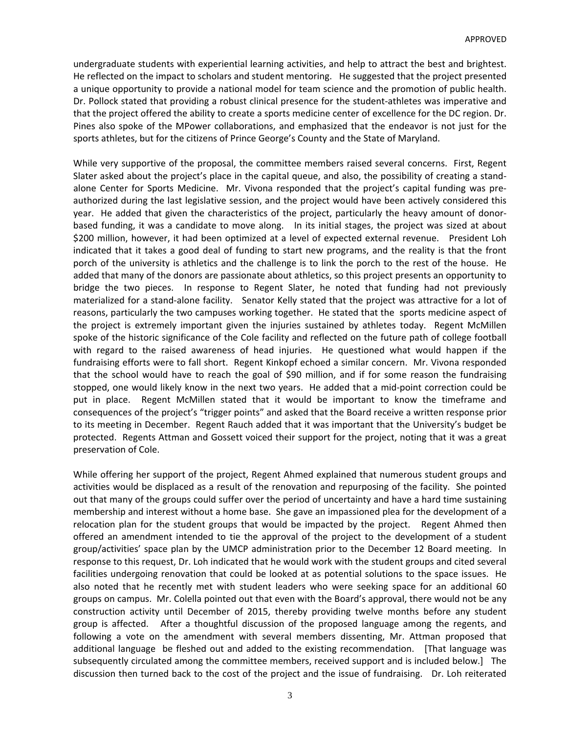undergraduate students with experiential learning activities, and help to attract the best and brightest. He reflected on the impact to scholars and student mentoring. He suggested that the project presented a unique opportunity to provide a national model for team science and the promotion of public health. Dr. Pollock stated that providing a robust clinical presence for the student-athletes was imperative and that the project offered the ability to create a sports medicine center of excellence for the DC region. Dr. Pines also spoke of the MPower collaborations, and emphasized that the endeavor is not just for the sports athletes, but for the citizens of Prince George's County and the State of Maryland.

While very supportive of the proposal, the committee members raised several concerns. First, Regent Slater asked about the project's place in the capital queue, and also, the possibility of creating a stand-alone Center for Sports Medicine. Mr. Vivona responded that the project's capital funding was pre-authorized during the last legislative session, and the project would have been actively considered this year. He added that given the characteristics of the project, particularly the heavy amount of donor-based funding, it was a candidate to move along. In its initial stages, the project was sized at about $200 million, however, it had been optimized at a level of expected external revenue. President Loh indicated that it takes a good deal of funding to start new programs, and the reality is that the front porch of the university is athletics and the challenge is to link the porch to the rest of the house. He added that many of the donors are passionate about athletics, so this project presents an opportunity to bridge the two pieces. In response to Regent Slater, he noted that funding had not previously materialized for a stand-alone facility. Senator Kelly stated that the project was attractive for a lot of reasons, particularly the two campuses working together. He stated that the sports medicine aspect of the project is extremely important given the injuries sustained by athletes today. Regent McMillen spoke of the historic significance of the Cole facility and reflected on the future path of college football with regard to the raised awareness of head injuries. He questioned what would happen if the fundraising efforts were to fall short. Regent Kinkopf echoed a similar concern. Mr. Vivona responded that the school would have to reach the goal of $90 million, and if for some reason the fundraising stopped, one would likely know in the next two years. He added that a mid-point correction could be put in place. Regent McMillen stated that it would be important to know the timeframe and consequences of the project's "trigger points" and asked that the Board receive a written response prior to its meeting in December. Regent Rauch added that it was important that the University's budget be protected. Regents Attman and Gossett voiced their support for the project, noting that it was a great preservation of Cole.

While offering her support of the project, Regent Ahmed explained that numerous student groups and activities would be displaced as a result of the renovation and repurposing of the facility. She pointed out that many of the groups could suffer over the period of uncertainty and have a hard time sustaining membership and interest without a home base. She gave an impassioned plea for the development of a relocation plan for the student groups that would be impacted by the project. Regent Ahmed then offered an amendment intended to tie the approval of the project to the development of a student group/activities' space plan by the UMCP administration prior to the December 12 Board meeting. In response to this request, Dr. Loh indicated that he would work with the student groups and cited several facilities undergoing renovation that could be looked at as potential solutions to the space issues. He also noted that he recently met with student leaders who were seeking space for an additional 60 groups on campus. Mr. Colella pointed out that even with the Board's approval, there would not be any construction activity until December of 2015, thereby providing twelve months before any student group is affected. After a thoughtful discussion of the proposed language among the regents, and following a vote on the amendment with several members dissenting, Mr. Attman proposed that additional language be fleshed out and added to the existing recommendation. [That language was subsequently circulated among the committee members, received support and is included below.] The discussion then turned back to the cost of the project and the issue of fundraising. Dr. Loh reiterated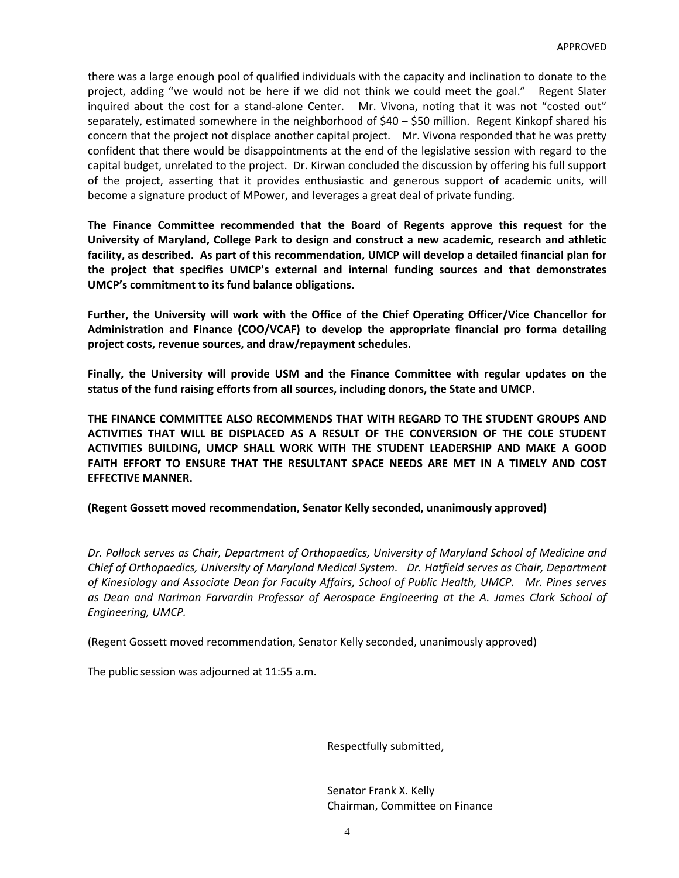there was a large enough pool of qualified individuals with the capacity and inclination to donate to the project, adding "we would not be here if we did not think we could meet the goal." Regent Slater inquired about the cost for a stand-alone Center. Mr. Vivona, noting that it was not "costed out" separately, estimated somewhere in the neighborhood of $40 – $50 million. Regent Kinkopf shared his concern that the project not displace another capital project. Mr. Vivona responded that he was pretty confident that there would be disappointments at the end of the legislative session with regard to the capital budget, unrelated to the project. Dr. Kirwan concluded the discussion by offering his full support of the project, asserting that it provides enthusiastic and generous support of academic units, will become a signature product of MPower, and leverages a great deal of private funding.

**The Finance Committee recommended that the Board of Regents approve this request for the University of Maryland, College Park to design and construct a new academic, research and athletic facility, as described. As part of this recommendation, UMCP will develop a detailed financial plan for the project that specifies UMCP's external and internal funding sources and that demonstrates UMCP's commitment to its fund balance obligations.**

**Further, the University will work with the Office of the Chief Operating Officer/Vice Chancellor for Administration and Finance (COO/VCAF) to develop the appropriate financial pro forma detailing project costs, revenue sources, and draw/repayment schedules.**

**Finally, the University will provide USM and the Finance Committee with regular updates on the status of the fund raising efforts from all sources, including donors, the State and UMCP.**

**THE FINANCE COMMITTEE ALSO RECOMMENDS THAT WITH REGARD TO THE STUDENT GROUPS AND ACTIVITIES THAT WILL BE DISPLACED AS A RESULT OF THE CONVERSION OF THE COLE STUDENT ACTIVITIES BUILDING, UMCP SHALL WORK WITH THE STUDENT LEADERSHIP AND MAKE A GOOD FAITH EFFORT TO ENSURE THAT THE RESULTANT SPACE NEEDS ARE MET IN A TIMELY AND COST EFFECTIVE MANNER.**

**(Regent Gossett moved recommendation, Senator Kelly seconded, unanimously approved)**

*Dr. Pollock serves as Chair, Department of Orthopaedics, University of Maryland School of Medicine and Chief of Orthopaedics, University of Maryland Medical System. Dr. Hatfield serves as Chair, Department of Kinesiology and Associate Dean for Faculty Affairs, School of Public Health, UMCP. Mr. Pines serves as Dean and Nariman Farvardin Professor of Aerospace Engineering at the A. James Clark School of Engineering, UMCP.*

(Regent Gossett moved recommendation, Senator Kelly seconded, unanimously approved)

The public session was adjourned at 11:55 a.m.

Respectfully submitted,

Senator Frank X. Kelly
Chairman, Committee on Finance